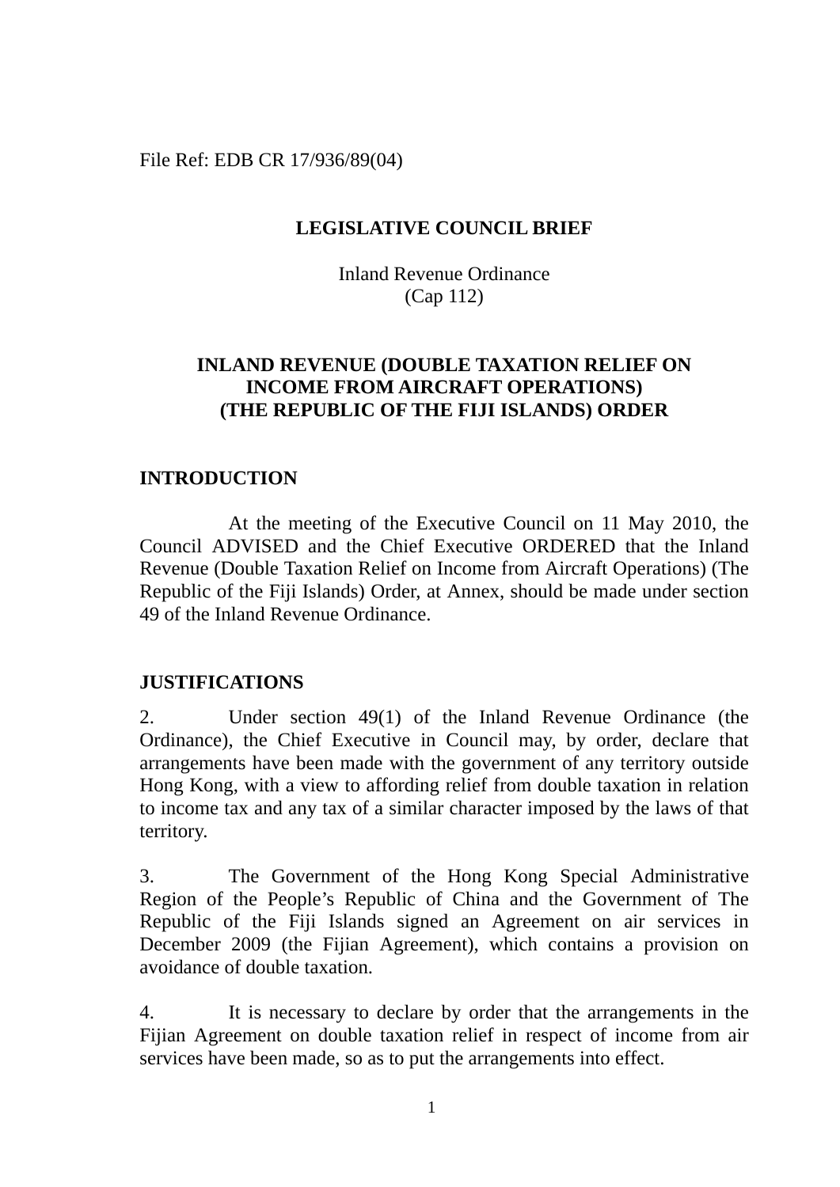File Ref: EDB CR 17/936/89(04)

# LEGISLATIVE COUNCIL BRIEF

Inland Revenue Ordinance
(Cap 112)

## INLAND REVENUE (DOUBLE TAXATION RELIEF ON INCOME FROM AIRCRAFT OPERATIONS) (THE REPUBLIC OF THE FIJI ISLANDS) ORDER

### INTRODUCTION

At the meeting of the Executive Council on 11 May 2010, the Council ADVISED and the Chief Executive ORDERED that the Inland Revenue (Double Taxation Relief on Income from Aircraft Operations) (The Republic of the Fiji Islands) Order, at Annex, should be made under section 49 of the Inland Revenue Ordinance.

### JUSTIFICATIONS

2. Under section 49(1) of the Inland Revenue Ordinance (the Ordinance), the Chief Executive in Council may, by order, declare that arrangements have been made with the government of any territory outside Hong Kong, with a view to affording relief from double taxation in relation to income tax and any tax of a similar character imposed by the laws of that territory.

3. The Government of the Hong Kong Special Administrative Region of the People's Republic of China and the Government of The Republic of the Fiji Islands signed an Agreement on air services in December 2009 (the Fijian Agreement), which contains a provision on avoidance of double taxation.

4. It is necessary to declare by order that the arrangements in the Fijian Agreement on double taxation relief in respect of income from air services have been made, so as to put the arrangements into effect.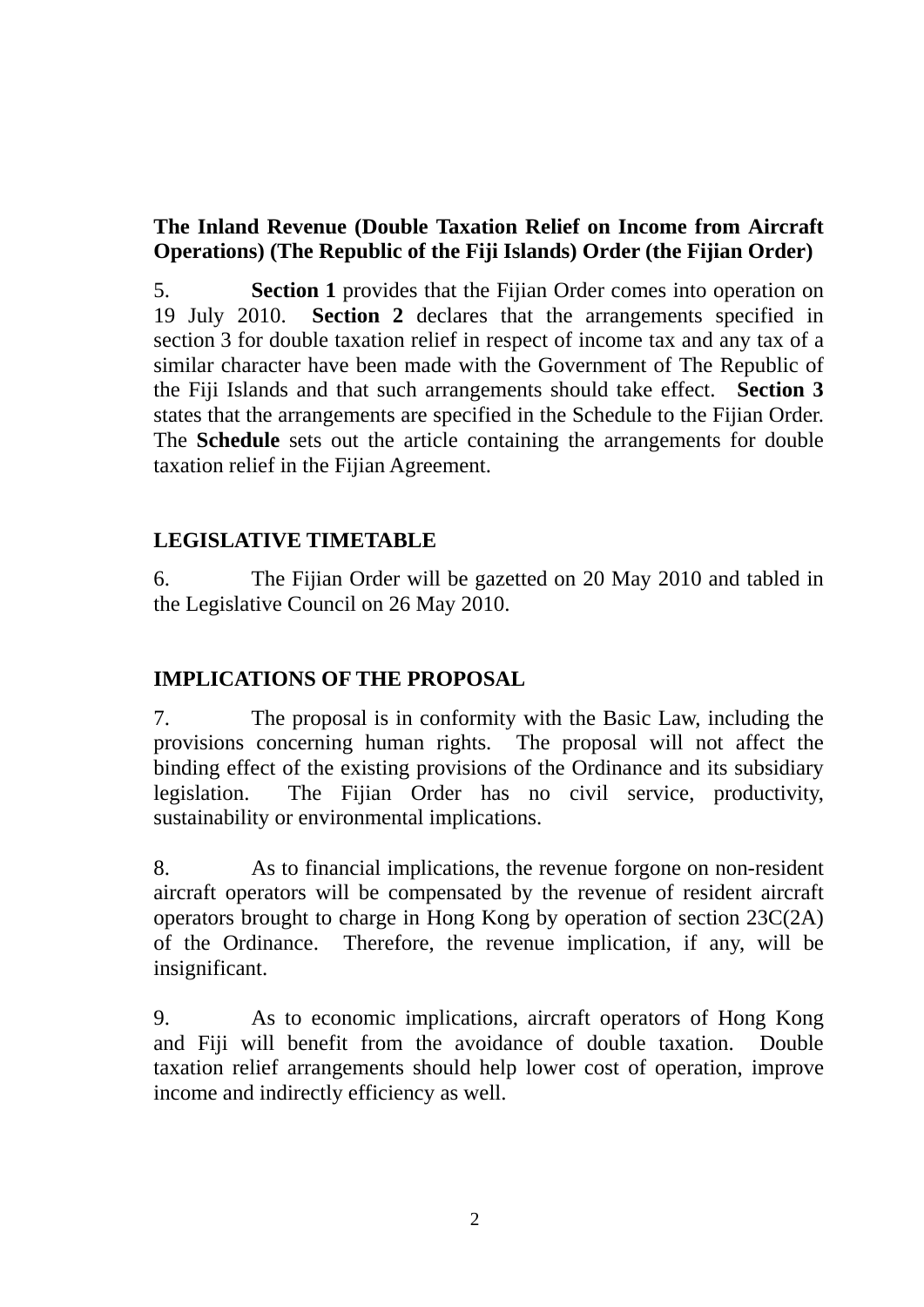**The Inland Revenue (Double Taxation Relief on Income from Aircraft Operations) (The Republic of the Fiji Islands) Order (the Fijian Order)**

5. **Section 1** provides that the Fijian Order comes into operation on 19 July 2010. **Section 2** declares that the arrangements specified in section 3 for double taxation relief in respect of income tax and any tax of a similar character have been made with the Government of The Republic of the Fiji Islands and that such arrangements should take effect. **Section 3** states that the arrangements are specified in the Schedule to the Fijian Order. The **Schedule** sets out the article containing the arrangements for double taxation relief in the Fijian Agreement.

## LEGISLATIVE TIMETABLE

6. The Fijian Order will be gazetted on 20 May 2010 and tabled in the Legislative Council on 26 May 2010.

## IMPLICATIONS OF THE PROPOSAL

7. The proposal is in conformity with the Basic Law, including the provisions concerning human rights. The proposal will not affect the binding effect of the existing provisions of the Ordinance and its subsidiary legislation. The Fijian Order has no civil service, productivity, sustainability or environmental implications.

8. As to financial implications, the revenue forgone on non-resident aircraft operators will be compensated by the revenue of resident aircraft operators brought to charge in Hong Kong by operation of section 23C(2A) of the Ordinance. Therefore, the revenue implication, if any, will be insignificant.

9. As to economic implications, aircraft operators of Hong Kong and Fiji will benefit from the avoidance of double taxation. Double taxation relief arrangements should help lower cost of operation, improve income and indirectly efficiency as well.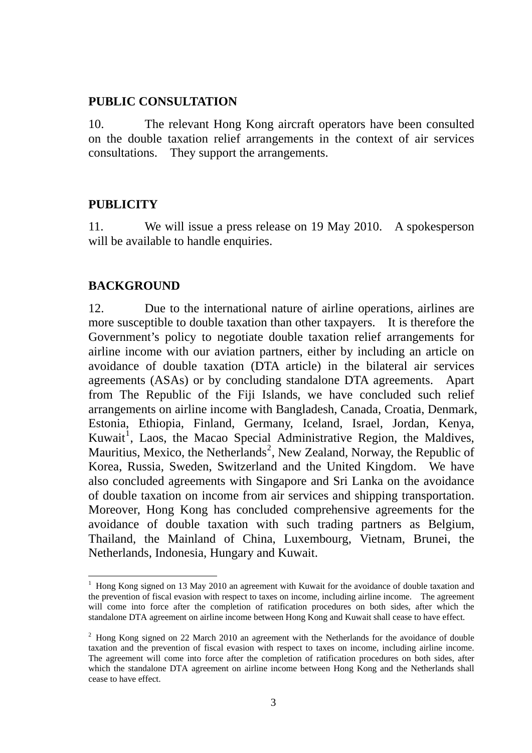## PUBLIC CONSULTATION

10. The relevant Hong Kong aircraft operators have been consulted on the double taxation relief arrangements in the context of air services consultations. They support the arrangements.

## PUBLICITY

11. We will issue a press release on 19 May 2010. A spokesperson will be available to handle enquiries.

## BACKGROUND

12. Due to the international nature of airline operations, airlines are more susceptible to double taxation than other taxpayers. It is therefore the Government's policy to negotiate double taxation relief arrangements for airline income with our aviation partners, either by including an article on avoidance of double taxation (DTA article) in the bilateral air services agreements (ASAs) or by concluding standalone DTA agreements. Apart from The Republic of the Fiji Islands, we have concluded such relief arrangements on airline income with Bangladesh, Canada, Croatia, Denmark, Estonia, Ethiopia, Finland, Germany, Iceland, Israel, Jordan, Kenya, Kuwait[1], Laos, the Macao Special Administrative Region, the Maldives, Mauritius, Mexico, the Netherlands[2], New Zealand, Norway, the Republic of Korea, Russia, Sweden, Switzerland and the United Kingdom. We have also concluded agreements with Singapore and Sri Lanka on the avoidance of double taxation on income from air services and shipping transportation. Moreover, Hong Kong has concluded comprehensive agreements for the avoidance of double taxation with such trading partners as Belgium, Thailand, the Mainland of China, Luxembourg, Vietnam, Brunei, the Netherlands, Indonesia, Hungary and Kuwait.

---

[1] Hong Kong signed on 13 May 2010 an agreement with Kuwait for the avoidance of double taxation and the prevention of fiscal evasion with respect to taxes on income, including airline income. The agreement will come into force after the completion of ratification procedures on both sides, after which the standalone DTA agreement on airline income between Hong Kong and Kuwait shall cease to have effect.

[2] Hong Kong signed on 22 March 2010 an agreement with the Netherlands for the avoidance of double taxation and the prevention of fiscal evasion with respect to taxes on income, including airline income. The agreement will come into force after the completion of ratification procedures on both sides, after which the standalone DTA agreement on airline income between Hong Kong and the Netherlands shall cease to have effect.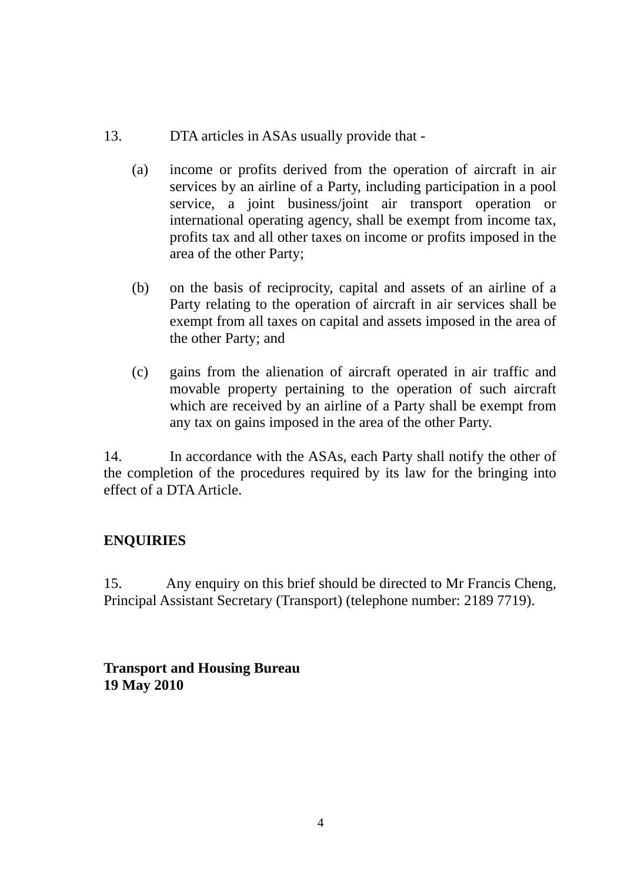13. DTA articles in ASAs usually provide that -

(a) income or profits derived from the operation of aircraft in air services by an airline of a Party, including participation in a pool service, a joint business/joint air transport operation or international operating agency, shall be exempt from income tax, profits tax and all other taxes on income or profits imposed in the area of the other Party;

(b) on the basis of reciprocity, capital and assets of an airline of a Party relating to the operation of aircraft in air services shall be exempt from all taxes on capital and assets imposed in the area of the other Party; and

(c) gains from the alienation of aircraft operated in air traffic and movable property pertaining to the operation of such aircraft which are received by an airline of a Party shall be exempt from any tax on gains imposed in the area of the other Party.

14. In accordance with the ASAs, each Party shall notify the other of the completion of the procedures required by its law for the bringing into effect of a DTA Article.

## ENQUIRIES

15. Any enquiry on this brief should be directed to Mr Francis Cheng, Principal Assistant Secretary (Transport) (telephone number: 2189 7719).

**Transport and Housing Bureau**
**19 May 2010**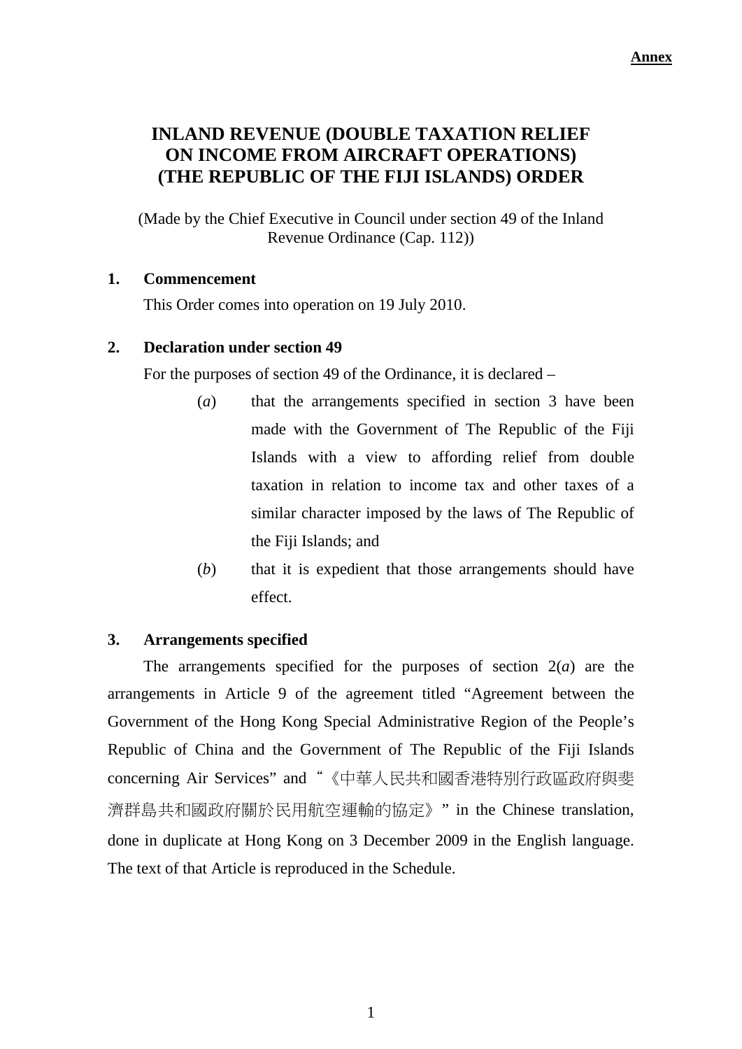**Annex**

# INLAND REVENUE (DOUBLE TAXATION RELIEF ON INCOME FROM AIRCRAFT OPERATIONS) (THE REPUBLIC OF THE FIJI ISLANDS) ORDER

(Made by the Chief Executive in Council under section 49 of the Inland Revenue Ordinance (Cap. 112))

## 1. Commencement

This Order comes into operation on 19 July 2010.

## 2. Declaration under section 49

For the purposes of section 49 of the Ordinance, it is declared –

(*a*) that the arrangements specified in section 3 have been made with the Government of The Republic of the Fiji Islands with a view to affording relief from double taxation in relation to income tax and other taxes of a similar character imposed by the laws of The Republic of the Fiji Islands; and

(*b*) that it is expedient that those arrangements should have effect.

## 3. Arrangements specified

The arrangements specified for the purposes of section 2(*a*) are the arrangements in Article 9 of the agreement titled "Agreement between the Government of the Hong Kong Special Administrative Region of the People's Republic of China and the Government of The Republic of the Fiji Islands concerning Air Services" and "《中華人民共和國香港特別行政區政府與斐濟群島共和國政府關於民用航空運輸的協定》" in the Chinese translation, done in duplicate at Hong Kong on 3 December 2009 in the English language. The text of that Article is reproduced in the Schedule.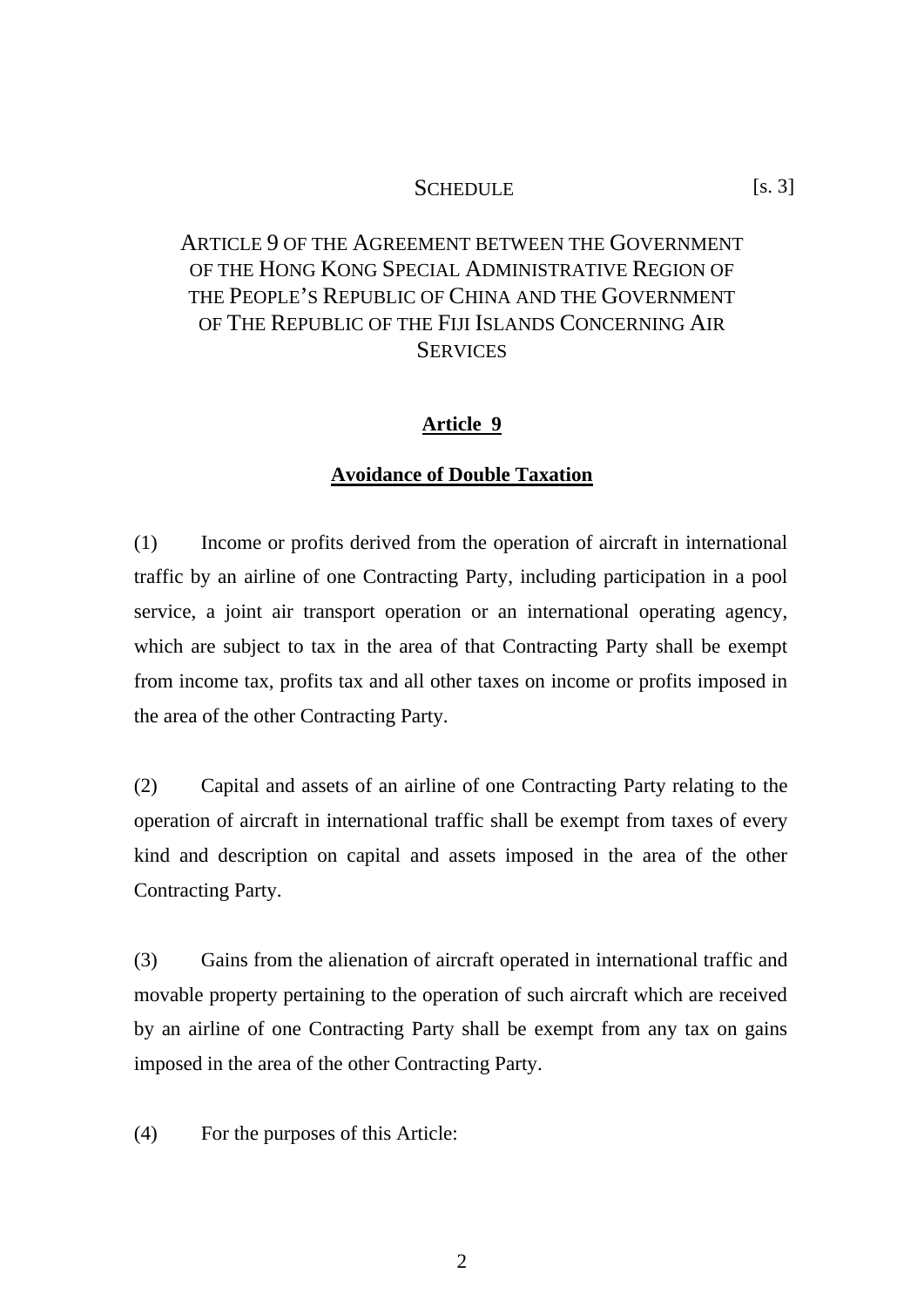# SCHEDULE [s. 3]

## ARTICLE 9 OF THE AGREEMENT BETWEEN THE GOVERNMENT OF THE HONG KONG SPECIAL ADMINISTRATIVE REGION OF THE PEOPLE'S REPUBLIC OF CHINA AND THE GOVERNMENT OF THE REPUBLIC OF THE FIJI ISLANDS CONCERNING AIR SERVICES

### Article 9

### Avoidance of Double Taxation

(1) Income or profits derived from the operation of aircraft in international traffic by an airline of one Contracting Party, including participation in a pool service, a joint air transport operation or an international operating agency, which are subject to tax in the area of that Contracting Party shall be exempt from income tax, profits tax and all other taxes on income or profits imposed in the area of the other Contracting Party.

(2) Capital and assets of an airline of one Contracting Party relating to the operation of aircraft in international traffic shall be exempt from taxes of every kind and description on capital and assets imposed in the area of the other Contracting Party.

(3) Gains from the alienation of aircraft operated in international traffic and movable property pertaining to the operation of such aircraft which are received by an airline of one Contracting Party shall be exempt from any tax on gains imposed in the area of the other Contracting Party.

(4) For the purposes of this Article: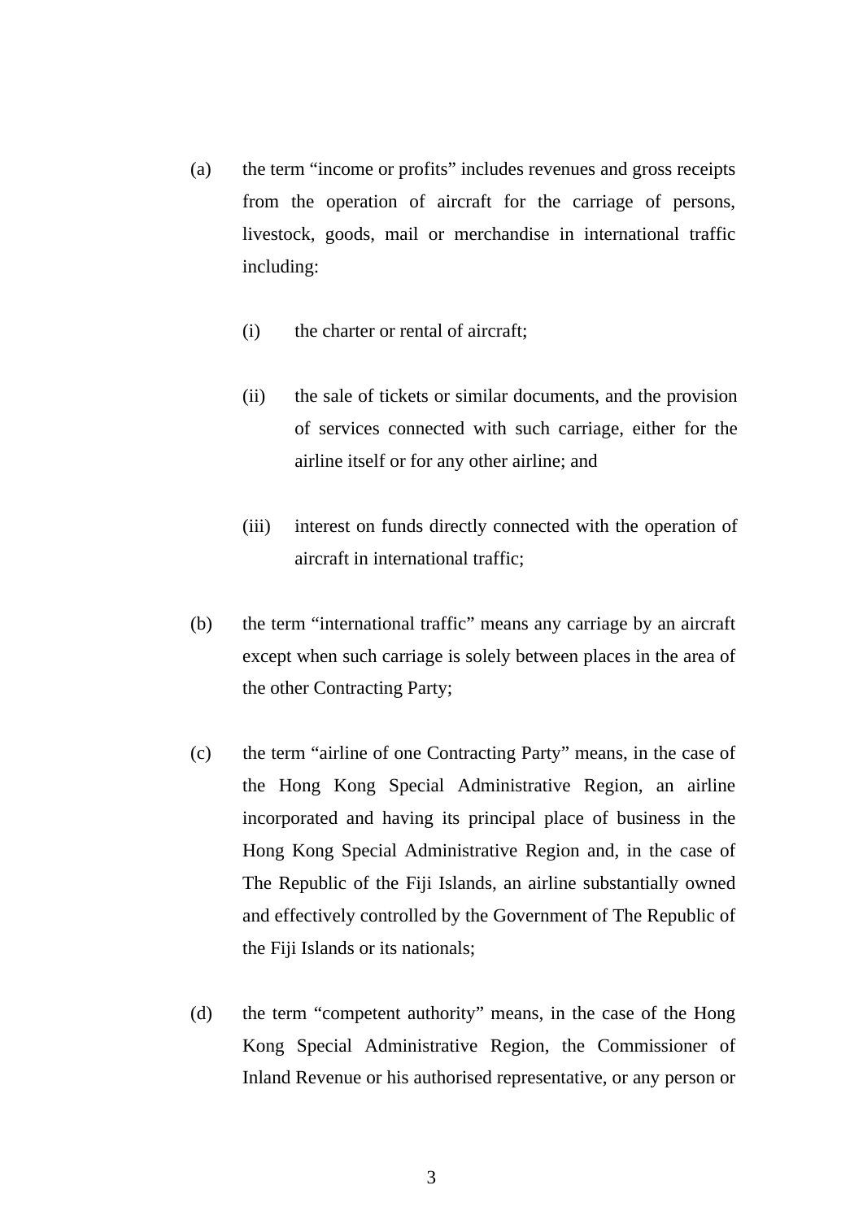(a) the term “income or profits” includes revenues and gross receipts from the operation of aircraft for the carriage of persons, livestock, goods, mail or merchandise in international traffic including:

    (i) the charter or rental of aircraft;

    (ii) the sale of tickets or similar documents, and the provision of services connected with such carriage, either for the airline itself or for any other airline; and

    (iii) interest on funds directly connected with the operation of aircraft in international traffic;

(b) the term “international traffic” means any carriage by an aircraft except when such carriage is solely between places in the area of the other Contracting Party;

(c) the term “airline of one Contracting Party” means, in the case of the Hong Kong Special Administrative Region, an airline incorporated and having its principal place of business in the Hong Kong Special Administrative Region and, in the case of The Republic of the Fiji Islands, an airline substantially owned and effectively controlled by the Government of The Republic of the Fiji Islands or its nationals;

(d) the term “competent authority” means, in the case of the Hong Kong Special Administrative Region, the Commissioner of Inland Revenue or his authorised representative, or any person or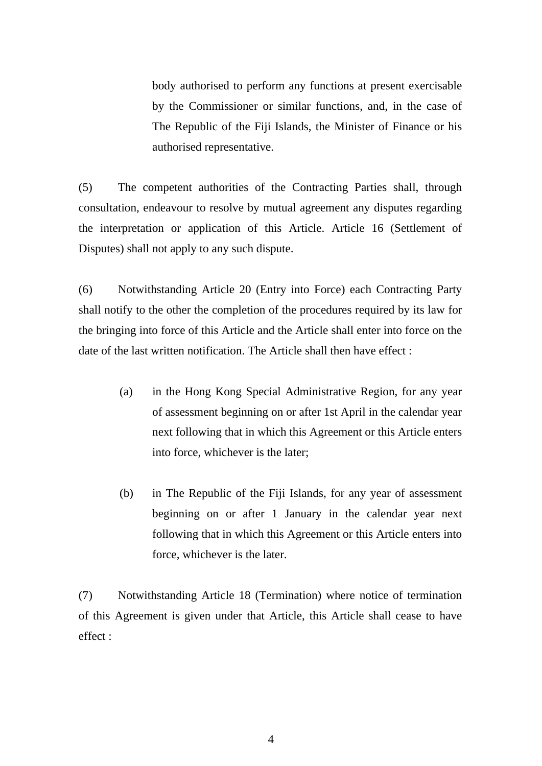body authorised to perform any functions at present exercisable by the Commissioner or similar functions, and, in the case of The Republic of the Fiji Islands, the Minister of Finance or his authorised representative.

(5) The competent authorities of the Contracting Parties shall, through consultation, endeavour to resolve by mutual agreement any disputes regarding the interpretation or application of this Article. Article 16 (Settlement of Disputes) shall not apply to any such dispute.

(6) Notwithstanding Article 20 (Entry into Force) each Contracting Party shall notify to the other the completion of the procedures required by its law for the bringing into force of this Article and the Article shall enter into force on the date of the last written notification. The Article shall then have effect :

(a) in the Hong Kong Special Administrative Region, for any year of assessment beginning on or after 1st April in the calendar year next following that in which this Agreement or this Article enters into force, whichever is the later;

(b) in The Republic of the Fiji Islands, for any year of assessment beginning on or after 1 January in the calendar year next following that in which this Agreement or this Article enters into force, whichever is the later.

(7) Notwithstanding Article 18 (Termination) where notice of termination of this Agreement is given under that Article, this Article shall cease to have effect :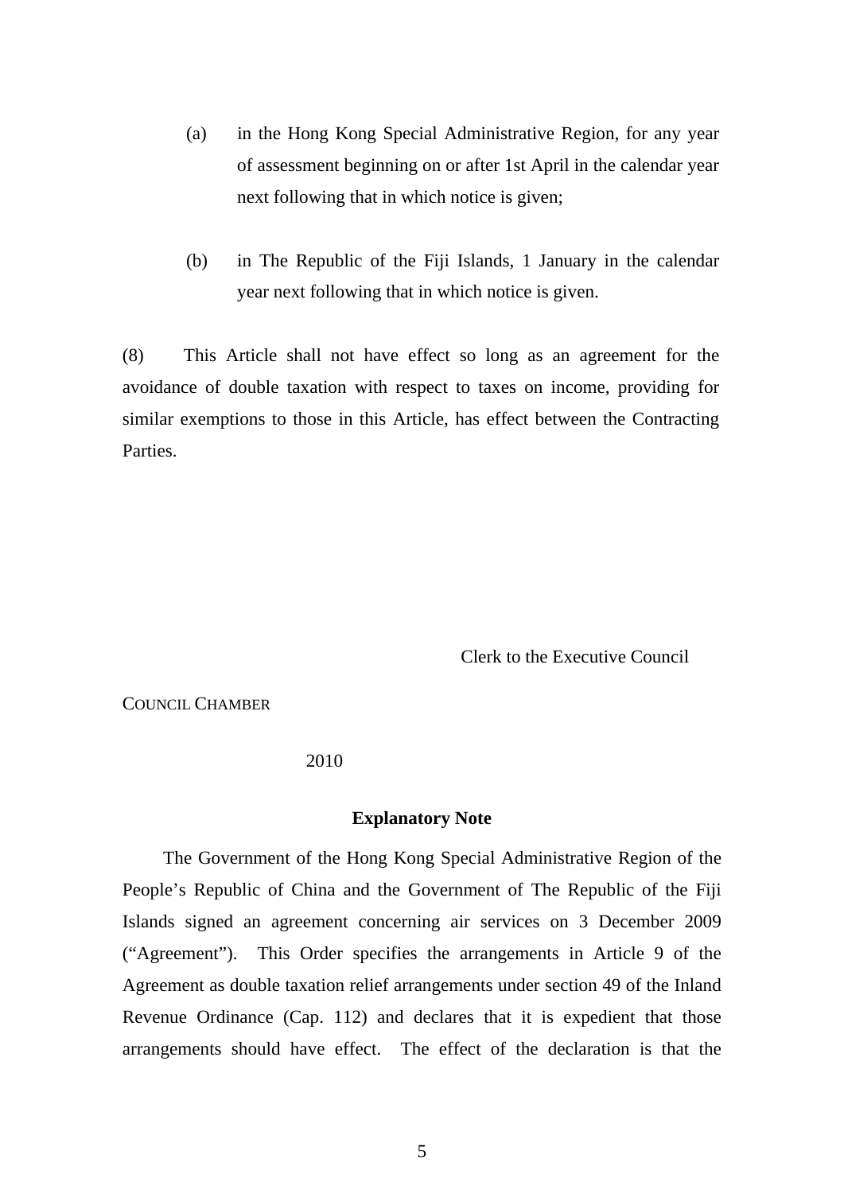(a) in the Hong Kong Special Administrative Region, for any year of assessment beginning on or after 1st April in the calendar year next following that in which notice is given;

(b) in The Republic of the Fiji Islands, 1 January in the calendar year next following that in which notice is given.

(8) This Article shall not have effect so long as an agreement for the avoidance of double taxation with respect to taxes on income, providing for similar exemptions to those in this Article, has effect between the Contracting Parties.

Clerk to the Executive Council

COUNCIL CHAMBER

2010

**Explanatory Note**

The Government of the Hong Kong Special Administrative Region of the People's Republic of China and the Government of The Republic of the Fiji Islands signed an agreement concerning air services on 3 December 2009 ("Agreement"). This Order specifies the arrangements in Article 9 of the Agreement as double taxation relief arrangements under section 49 of the Inland Revenue Ordinance (Cap. 112) and declares that it is expedient that those arrangements should have effect. The effect of the declaration is that the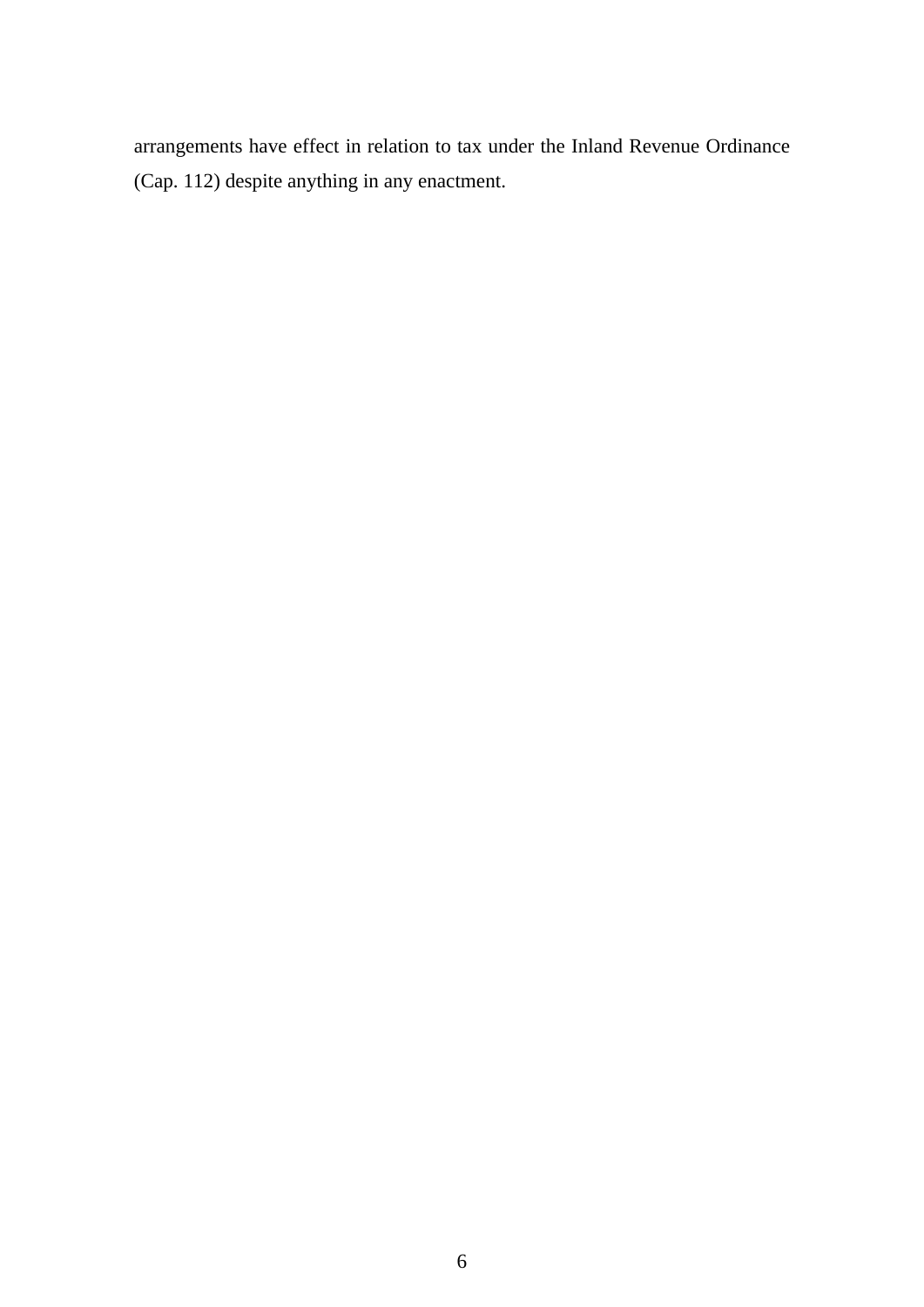arrangements have effect in relation to tax under the Inland Revenue Ordinance (Cap. 112) despite anything in any enactment.